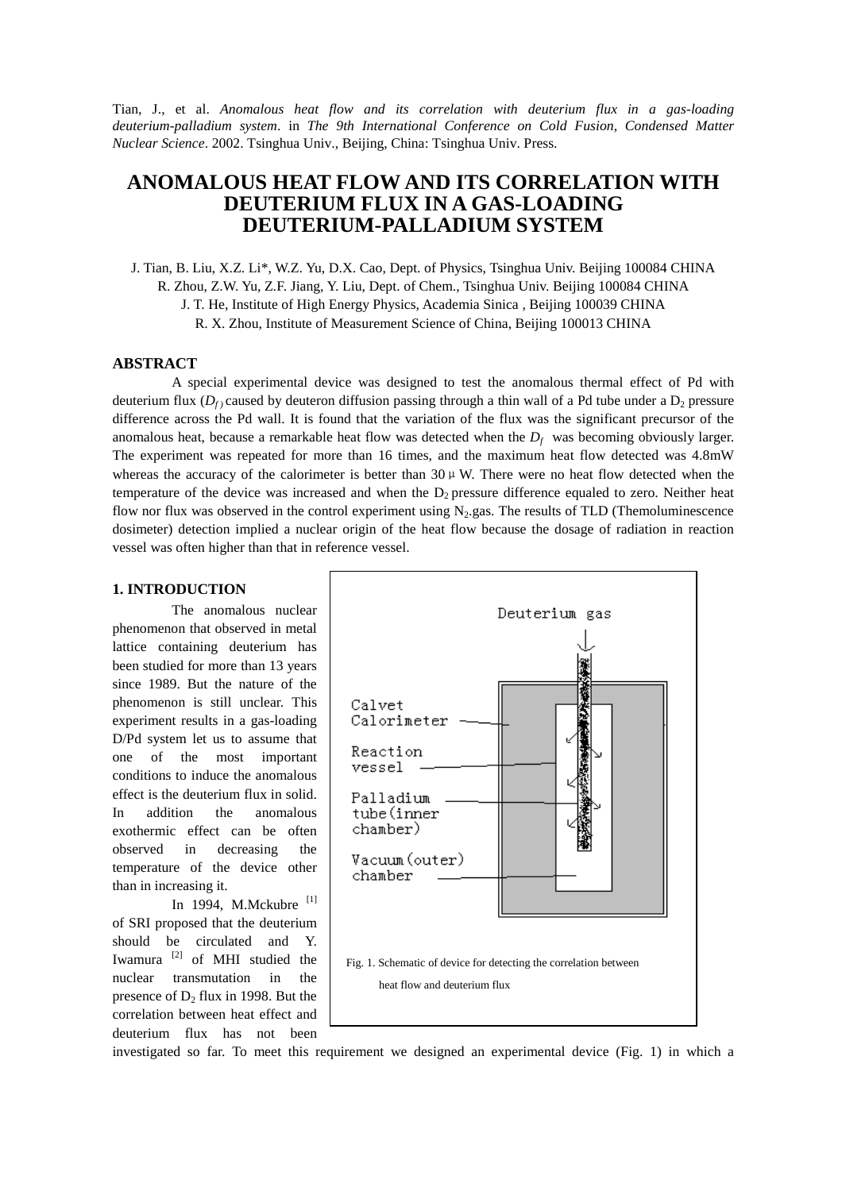Tian, J., et al. *Anomalous heat flow and its correlation with deuterium flux in a gas-loading deuterium-palladium system*. in *The 9th International Conference on Cold Fusion, Condensed Matter Nuclear Science*. 2002. Tsinghua Univ., Beijing, China: Tsinghua Univ. Press.

# ANOMALOUS HEAT FLOW AND ITS CORRELATION WITH DEUTERIUM FLUX IN A GAS-LOADING DEUTERIUM-PALLADIUM SYSTEM

J. Tian, B. Liu, X.Z. Li*, W.Z. Yu, D.X. Cao, Dept. of Physics, Tsinghua Univ. Beijing 100084 CHINA
R. Zhou, Z.W. Yu, Z.F. Jiang, Y. Liu, Dept. of Chem., Tsinghua Univ. Beijing 100084 CHINA
J. T. He, Institute of High Energy Physics, Academia Sinica , Beijing 100039 CHINA
R. X. Zhou, Institute of Measurement Science of China, Beijing 100013 CHINA

## ABSTRACT

A special experimental device was designed to test the anomalous thermal effect of Pd with deuterium flux ($D_f$) caused by deuteron diffusion passing through a thin wall of a Pd tube under a $D_2$ pressure difference across the Pd wall. It is found that the variation of the flux was the significant precursor of the anomalous heat, because a remarkable heat flow was detected when the $D_f$ was becoming obviously larger. The experiment was repeated for more than 16 times, and the maximum heat flow detected was 4.8mW whereas the accuracy of the calorimeter is better than 30 μW. There were no heat flow detected when the temperature of the device was increased and when the $D_2$ pressure difference equaled to zero. Neither heat flow nor flux was observed in the control experiment using $N_2$.gas. The results of TLD (Themoluminescence dosimeter) detection implied a nuclear origin of the heat flow because the dosage of radiation in reaction vessel was often higher than that in reference vessel.

## 1. INTRODUCTION

The anomalous nuclear phenomenon that observed in metal lattice containing deuterium has been studied for more than 13 years since 1989. But the nature of the phenomenon is still unclear. This experiment results in a gas-loading D/Pd system let us to assume that one of the most important conditions to induce the anomalous effect is the deuterium flux in solid. In addition the anomalous exothermic effect can be often observed in decreasing the temperature of the device other than in increasing it.

In 1994, M.Mckubre [1] of SRI proposed that the deuterium should be circulated and Y. Iwamura [2] of MHI studied the nuclear transmutation in the presence of $D_2$ flux in 1998. But the correlation between heat effect and deuterium flux has not been investigated so far. To meet this requirement we designed an experimental device (Fig. 1) in which a

Deuterium gas

Calvet Calorimeter

Reaction vessel

Palladium tube(inner chamber)

Vacuum(outer) chamber

Fig. 1. Schematic of device for detecting the correlation between heat flow and deuterium flux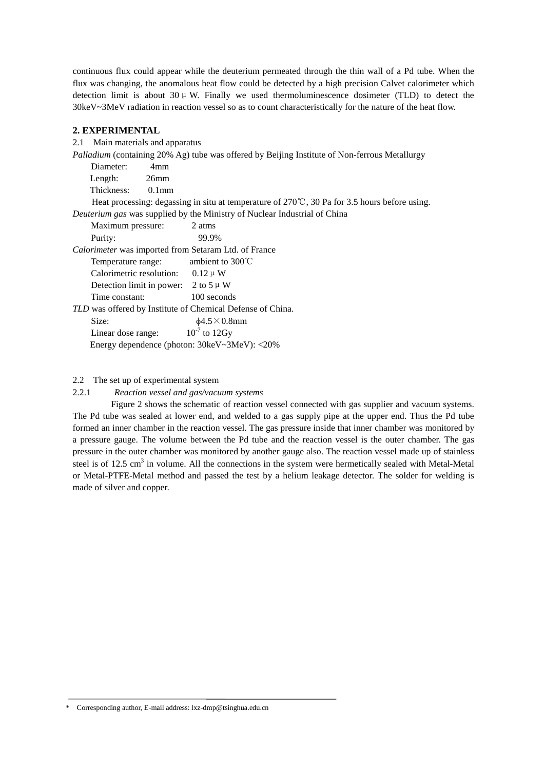continuous flux could appear while the deuterium permeated through the thin wall of a Pd tube. When the flux was changing, the anomalous heat flow could be detected by a high precision Calvet calorimeter which detection limit is about 30 μW. Finally we used thermoluminescence dosimeter (TLD) to detect the 30keV~3MeV radiation in reaction vessel so as to count characteristically for the nature of the heat flow.

## 2. EXPERIMENTAL

### 2.1 Main materials and apparatus

*Palladium* (containing 20% Ag) tube was offered by Beijing Institute of Non-ferrous Metallurgy

Diameter: 4mm
Length: 26mm
Thickness: 0.1mm
Heat processing: degassing in situ at temperature of 270℃, 30 Pa for 3.5 hours before using.

*Deuterium gas* was supplied by the Ministry of Nuclear Industrial of China

Maximum pressure: 2 atms
Purity: 99.9%

*Calorimeter* was imported from Setaram Ltd. of France

Temperature range: ambient to 300℃
Calorimetric resolution: 0.12 μW
Detection limit in power: 2 to 5 μW
Time constant: 100 seconds

*TLD* was offered by Institute of Chemical Defense of China.

Size: ϕ4.5×0.8mm
Linear dose range: $10^{-7}$ to 12Gy
Energy dependence (photon: 30keV~3MeV): <20%

### 2.2 The set up of experimental system

#### 2.2.1 *Reaction vessel and gas/vacuum systems*

Figure 2 shows the schematic of reaction vessel connected with gas supplier and vacuum systems. The Pd tube was sealed at lower end, and welded to a gas supply pipe at the upper end. Thus the Pd tube formed an inner chamber in the reaction vessel. The gas pressure inside that inner chamber was monitored by a pressure gauge. The volume between the Pd tube and the reaction vessel is the outer chamber. The gas pressure in the outer chamber was monitored by another gauge also. The reaction vessel made up of stainless steel is of 12.5 $cm^3$ in volume. All the connections in the system were hermetically sealed with Metal-Metal or Metal-PTFE-Metal method and passed the test by a helium leakage detector. The solder for welding is made of silver and copper.

* Corresponding author, E-mail address: lxz-dmp@tsinghua.edu.cn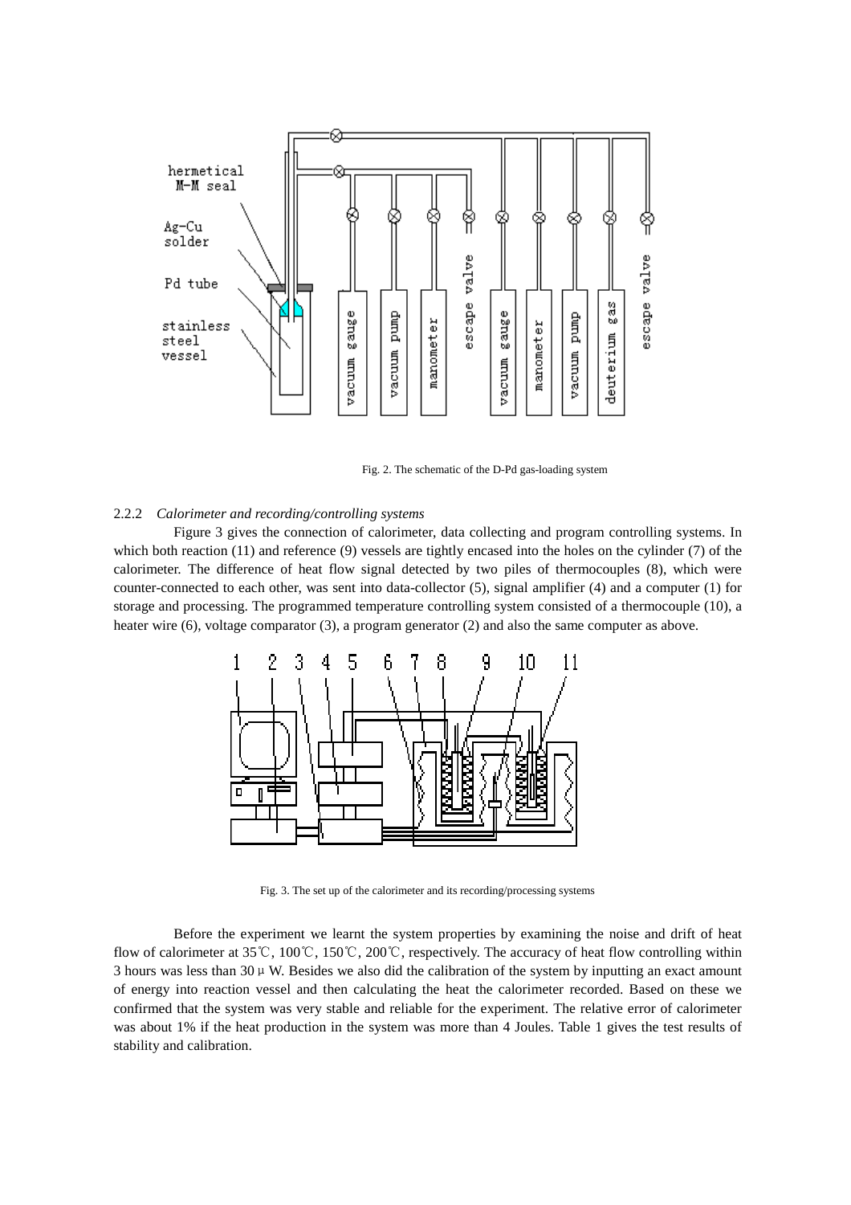Fig. 2. The schematic of the D-Pd gas-loading system

### 2.2.2 *Calorimeter and recording/controlling systems*

Figure 3 gives the connection of calorimeter, data collecting and program controlling systems. In which both reaction (11) and reference (9) vessels are tightly encased into the holes on the cylinder (7) of the calorimeter. The difference of heat flow signal detected by two piles of thermocouples (8), which were counter-connected to each other, was sent into data-collector (5), signal amplifier (4) and a computer (1) for storage and processing. The programmed temperature controlling system consisted of a thermocouple (10), a heater wire (6), voltage comparator (3), a program generator (2) and also the same computer as above.

Fig. 3. The set up of the calorimeter and its recording/processing systems

Before the experiment we learnt the system properties by examining the noise and drift of heat flow of calorimeter at 35℃, 100℃, 150℃, 200℃, respectively. The accuracy of heat flow controlling within 3 hours was less than 30 μW. Besides we also did the calibration of the system by inputting an exact amount of energy into reaction vessel and then calculating the heat the calorimeter recorded. Based on these we confirmed that the system was very stable and reliable for the experiment. The relative error of calorimeter was about 1% if the heat production in the system was more than 4 Joules. Table 1 gives the test results of stability and calibration.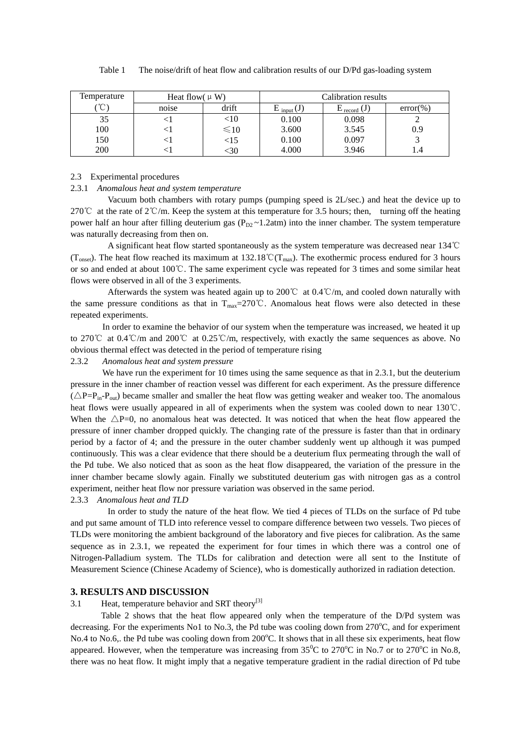Table 1 The noise/drift of heat flow and calibration results of our D/Pd gas-loading system

| Temperature (℃) | Heat flow(μW) | | Calibration results | | |
|---|---|---|---|---|---|
| | noise | drift | $E_{input}$ (J) | $E_{record}$ (J) | error(%) |
| 35 | <1 | <10 | 0.100 | 0.098 | 2 |
| 100 | <1 | ≤10 | 3.600 | 3.545 | 0.9 |
| 150 | <1 | <15 | 0.100 | 0.097 | 3 |
| 200 | <1 | <30 | 4.000 | 3.946 | 1.4 |

### 2.3 Experimental procedures

#### 2.3.1 *Anomalous heat and system temperature*

Vacuum both chambers with rotary pumps (pumping speed is 2L/sec.) and heat the device up to 270℃ at the rate of 2℃/m. Keep the system at this temperature for 3.5 hours; then, turning off the heating power half an hour after filling deuterium gas ($P_{D2}$~1.2atm) into the inner chamber. The system temperature was naturally decreasing from then on.

A significant heat flow started spontaneously as the system temperature was decreased near 134℃ ($T_{onset}$). The heat flow reached its maximum at 132.18℃($T_{max}$). The exothermic process endured for 3 hours or so and ended at about 100℃. The same experiment cycle was repeated for 3 times and some similar heat flows were observed in all of the 3 experiments.

Afterwards the system was heated again up to 200℃ at 0.4℃/m, and cooled down naturally with the same pressure conditions as that in $T_{max}$=270℃. Anomalous heat flows were also detected in these repeated experiments.

In order to examine the behavior of our system when the temperature was increased, we heated it up to 270℃ at 0.4℃/m and 200℃ at 0.25℃/m, respectively, with exactly the same sequences as above. No obvious thermal effect was detected in the period of temperature rising

#### 2.3.2 *Anomalous heat and system pressure*

We have run the experiment for 10 times using the same sequence as that in 2.3.1, but the deuterium pressure in the inner chamber of reaction vessel was different for each experiment. As the pressure difference ($\triangle P=P_{in}-P_{out}$) became smaller and smaller the heat flow was getting weaker and weaker too. The anomalous heat flows were usually appeared in all of experiments when the system was cooled down to near 130℃. When the $\triangle P$=0, no anomalous heat was detected. It was noticed that when the heat flow appeared the pressure of inner chamber dropped quickly. The changing rate of the pressure is faster than that in ordinary period by a factor of 4; and the pressure in the outer chamber suddenly went up although it was pumped continuously. This was a clear evidence that there should be a deuterium flux permeating through the wall of the Pd tube. We also noticed that as soon as the heat flow disappeared, the variation of the pressure in the inner chamber became slowly again. Finally we substituted deuterium gas with nitrogen gas as a control experiment, neither heat flow nor pressure variation was observed in the same period.

#### 2.3.3 *Anomalous heat and TLD*

In order to study the nature of the heat flow. We tied 4 pieces of TLDs on the surface of Pd tube and put same amount of TLD into reference vessel to compare difference between two vessels. Two pieces of TLDs were monitoring the ambient background of the laboratory and five pieces for calibration. As the same sequence as in 2.3.1, we repeated the experiment for four times in which there was a control one of Nitrogen-Palladium system. The TLDs for calibration and detection were all sent to the Institute of Measurement Science (Chinese Academy of Science), who is domestically authorized in radiation detection.

## 3. RESULTS AND DISCUSSION

### 3.1 Heat, temperature behavior and SRT theory[3]

Table 2 shows that the heat flow appeared only when the temperature of the D/Pd system was decreasing. For the experiments No1 to No.3, the Pd tube was cooling down from 270°C, and for experiment No.4 to No.6,. the Pd tube was cooling down from 200°C. It shows that in all these six experiments, heat flow appeared. However, when the temperature was increasing from 35°C to 270°C in No.7 or to 270°C in No.8, there was no heat flow. It might imply that a negative temperature gradient in the radial direction of Pd tube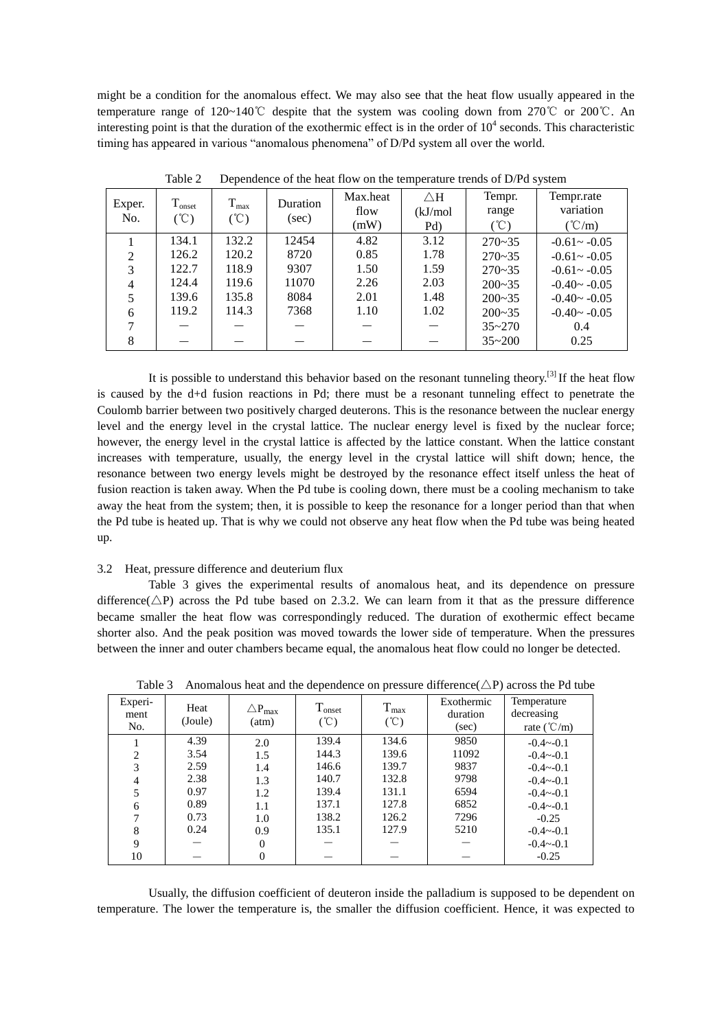might be a condition for the anomalous effect. We may also see that the heat flow usually appeared in the temperature range of 120~140℃ despite that the system was cooling down from 270℃ or 200℃. An interesting point is that the duration of the exothermic effect is in the order of $10^4$ seconds. This characteristic timing has appeared in various "anomalous phenomena" of D/Pd system all over the world.

Table 2　Dependence of the heat flow on the temperature trends of D/Pd system

| Exper. No. | $T_{onset}$ (℃) | $T_{max}$ (℃) | Duration (sec) | Max.heat flow (mW) | △H (kJ/mol Pd) | Tempr. range (℃) | Tempr.rate variation (℃/m) |
|---|---|---|---|---|---|---|---|
| 1 | 134.1 | 132.2 | 12454 | 4.82 | 3.12 | 270~35 | -0.61~ -0.05 |
| 2 | 126.2 | 120.2 | 8720 | 0.85 | 1.78 | 270~35 | -0.61~ -0.05 |
| 3 | 122.7 | 118.9 | 9307 | 1.50 | 1.59 | 270~35 | -0.61~ -0.05 |
| 4 | 124.4 | 119.6 | 11070 | 2.26 | 2.03 | 200~35 | -0.40~ -0.05 |
| 5 | 139.6 | 135.8 | 8084 | 2.01 | 1.48 | 200~35 | -0.40~ -0.05 |
| 6 | 119.2 | 114.3 | 7368 | 1.10 | 1.02 | 200~35 | -0.40~ -0.05 |
| 7 | — | — | — | — | — | 35~270 | 0.4 |
| 8 | — | — | — | — | — | 35~200 | 0.25 |

It is possible to understand this behavior based on the resonant tunneling theory.[3] If the heat flow is caused by the d+d fusion reactions in Pd; there must be a resonant tunneling effect to penetrate the Coulomb barrier between two positively charged deuterons. This is the resonance between the nuclear energy level and the energy level in the crystal lattice. The nuclear energy level is fixed by the nuclear force; however, the energy level in the crystal lattice is affected by the lattice constant. When the lattice constant increases with temperature, usually, the energy level in the crystal lattice will shift down; hence, the resonance between two energy levels might be destroyed by the resonance effect itself unless the heat of fusion reaction is taken away. When the Pd tube is cooling down, there must be a cooling mechanism to take away the heat from the system; then, it is possible to keep the resonance for a longer period than that when the Pd tube is heated up. That is why we could not observe any heat flow when the Pd tube was being heated up.

3.2　Heat, pressure difference and deuterium flux

Table 3 gives the experimental results of anomalous heat, and its dependence on pressure difference(△P) across the Pd tube based on 2.3.2. We can learn from it that as the pressure difference became smaller the heat flow was correspondingly reduced. The duration of exothermic effect became shorter also. And the peak position was moved towards the lower side of temperature. When the pressures between the inner and outer chambers became equal, the anomalous heat flow could no longer be detected.

Table 3　Anomalous heat and the dependence on pressure difference(△P) across the Pd tube

| Experiment No. | Heat (Joule) | $\triangle P_{max}$ (atm) | $T_{onset}$ (℃) | $T_{max}$ (℃) | Exothermic duration (sec) | Temperature decreasing rate (℃/m) |
|---|---|---|---|---|---|---|
| 1 | 4.39 | 2.0 | 139.4 | 134.6 | 9850 | -0.4~-0.1 |
| 2 | 3.54 | 1.5 | 144.3 | 139.6 | 11092 | -0.4~-0.1 |
| 3 | 2.59 | 1.4 | 146.6 | 139.7 | 9837 | -0.4~-0.1 |
| 4 | 2.38 | 1.3 | 140.7 | 132.8 | 9798 | -0.4~-0.1 |
| 5 | 0.97 | 1.2 | 139.4 | 131.1 | 6594 | -0.4~-0.1 |
| 6 | 0.89 | 1.1 | 137.1 | 127.8 | 6852 | -0.4~-0.1 |
| 7 | 0.73 | 1.0 | 138.2 | 126.2 | 7296 | -0.25 |
| 8 | 0.24 | 0.9 | 135.1 | 127.9 | 5210 | -0.4~-0.1 |
| 9 | — | 0 | — | — | — | -0.4~-0.1 |
| 10 | — | 0 | — | — | — | -0.25 |

Usually, the diffusion coefficient of deuteron inside the palladium is supposed to be dependent on temperature. The lower the temperature is, the smaller the diffusion coefficient. Hence, it was expected to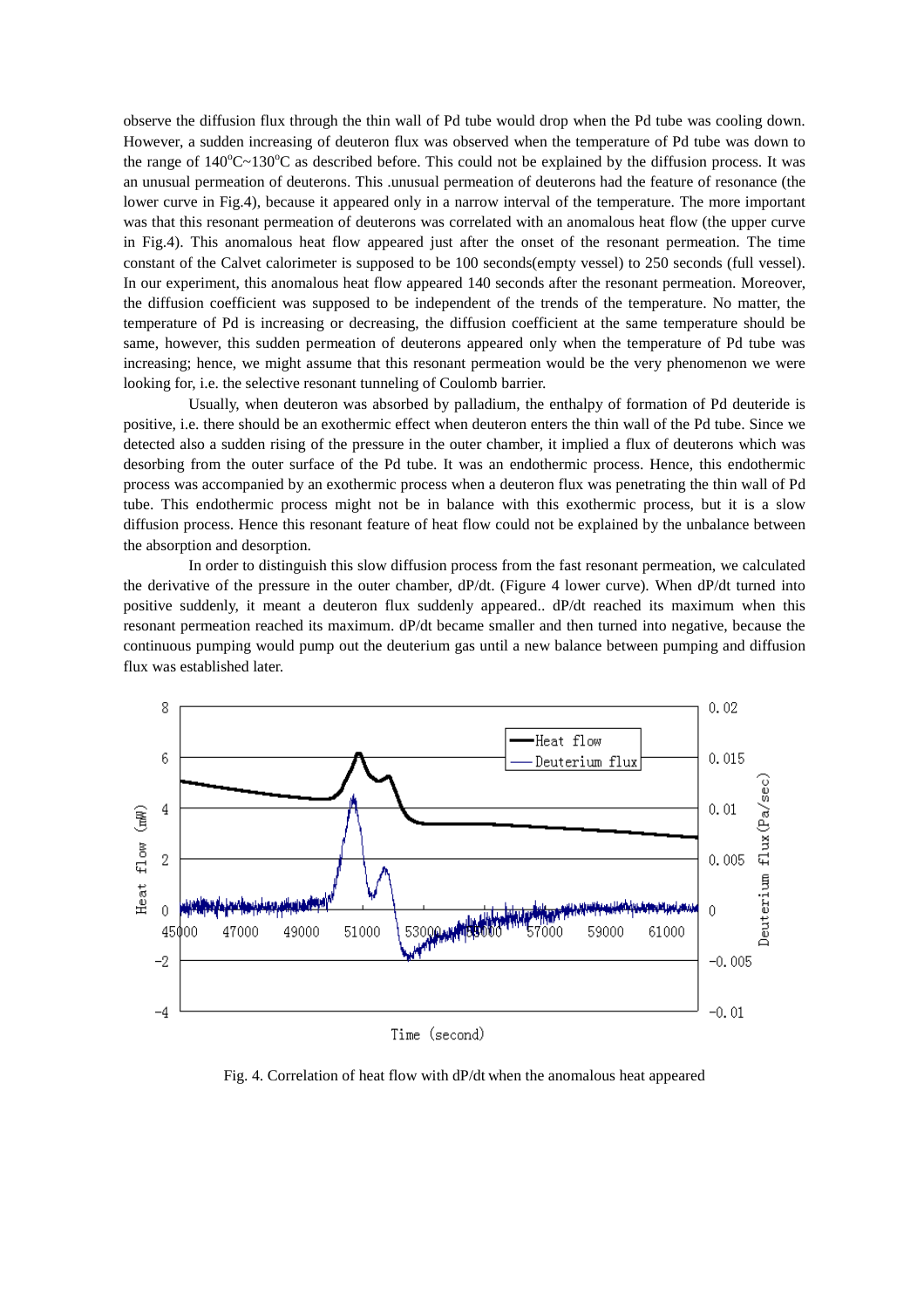observe the diffusion flux through the thin wall of Pd tube would drop when the Pd tube was cooling down. However, a sudden increasing of deuteron flux was observed when the temperature of Pd tube was down to the range of 140°C~130°C as described before. This could not be explained by the diffusion process. It was an unusual permeation of deuterons. This .unusual permeation of deuterons had the feature of resonance (the lower curve in Fig.4), because it appeared only in a narrow interval of the temperature. The more important was that this resonant permeation of deuterons was correlated with an anomalous heat flow (the upper curve in Fig.4). This anomalous heat flow appeared just after the onset of the resonant permeation. The time constant of the Calvet calorimeter is supposed to be 100 seconds(empty vessel) to 250 seconds (full vessel). In our experiment, this anomalous heat flow appeared 140 seconds after the resonant permeation. Moreover, the diffusion coefficient was supposed to be independent of the trends of the temperature. No matter, the temperature of Pd is increasing or decreasing, the diffusion coefficient at the same temperature should be same, however, this sudden permeation of deuterons appeared only when the temperature of Pd tube was increasing; hence, we might assume that this resonant permeation would be the very phenomenon we were looking for, i.e. the selective resonant tunneling of Coulomb barrier.

Usually, when deuteron was absorbed by palladium, the enthalpy of formation of Pd deuteride is positive, i.e. there should be an exothermic effect when deuteron enters the thin wall of the Pd tube. Since we detected also a sudden rising of the pressure in the outer chamber, it implied a flux of deuterons which was desorbing from the outer surface of the Pd tube. It was an endothermic process. Hence, this endothermic process was accompanied by an exothermic process when a deuteron flux was penetrating the thin wall of Pd tube. This endothermic process might not be in balance with this exothermic process, but it is a slow diffusion process. Hence this resonant feature of heat flow could not be explained by the unbalance between the absorption and desorption.

In order to distinguish this slow diffusion process from the fast resonant permeation, we calculated the derivative of the pressure in the outer chamber, dP/dt. (Figure 4 lower curve). When dP/dt turned into positive suddenly, it meant a deuteron flux suddenly appeared.. dP/dt reached its maximum when this resonant permeation reached its maximum. dP/dt became smaller and then turned into negative, because the continuous pumping would pump out the deuterium gas until a new balance between pumping and diffusion flux was established later.

Fig. 4. Correlation of heat flow with dP/dt when the anomalous heat appeared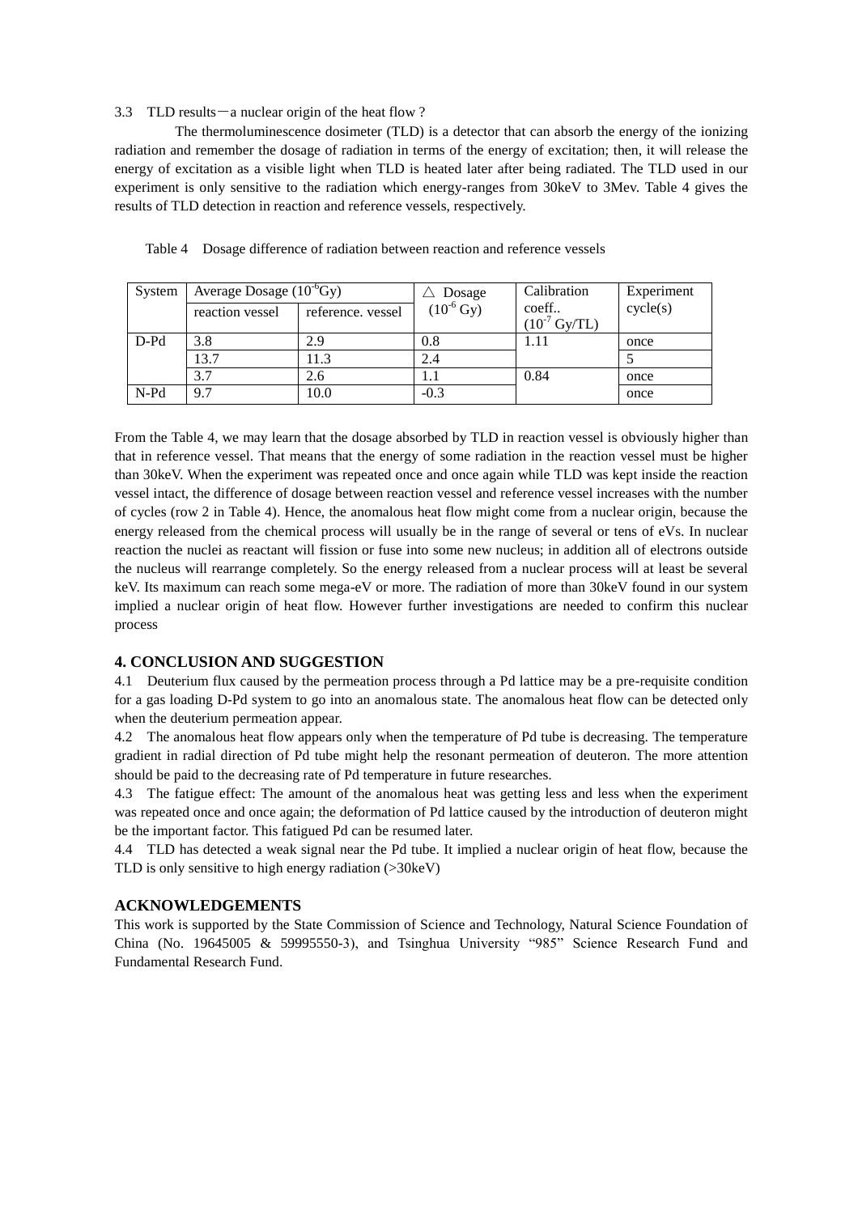3.3 TLD results－a nuclear origin of the heat flow ?

The thermoluminescence dosimeter (TLD) is a detector that can absorb the energy of the ionizing radiation and remember the dosage of radiation in terms of the energy of excitation; then, it will release the energy of excitation as a visible light when TLD is heated later after being radiated. The TLD used in our experiment is only sensitive to the radiation which energy-ranges from 30keV to 3Mev. Table 4 gives the results of TLD detection in reaction and reference vessels, respectively.

Table 4 Dosage difference of radiation between reaction and reference vessels

| System | Average Dosage ($10^{-6}$Gy) | | △ Dosage ($10^{-6}$ Gy) | Calibration coeff.. ($10^{-7}$ Gy/TL) | Experiment cycle(s) |
|---|---|---|---|---|---|
| | reaction vessel | reference. vessel | | | |
| D-Pd | 3.8 | 2.9 | 0.8 | 1.11 | once |
| | 13.7 | 11.3 | 2.4 | | 5 |
| | 3.7 | 2.6 | 1.1 | 0.84 | once |
| N-Pd | 9.7 | 10.0 | -0.3 | | once |

From the Table 4, we may learn that the dosage absorbed by TLD in reaction vessel is obviously higher than that in reference vessel. That means that the energy of some radiation in the reaction vessel must be higher than 30keV. When the experiment was repeated once and once again while TLD was kept inside the reaction vessel intact, the difference of dosage between reaction vessel and reference vessel increases with the number of cycles (row 2 in Table 4). Hence, the anomalous heat flow might come from a nuclear origin, because the energy released from the chemical process will usually be in the range of several or tens of eVs. In nuclear reaction the nuclei as reactant will fission or fuse into some new nucleus; in addition all of electrons outside the nucleus will rearrange completely. So the energy released from a nuclear process will at least be several keV. Its maximum can reach some mega-eV or more. The radiation of more than 30keV found in our system implied a nuclear origin of heat flow. However further investigations are needed to confirm this nuclear process

## 4. CONCLUSION AND SUGGESTION

4.1 Deuterium flux caused by the permeation process through a Pd lattice may be a pre-requisite condition for a gas loading D-Pd system to go into an anomalous state. The anomalous heat flow can be detected only when the deuterium permeation appear.

4.2 The anomalous heat flow appears only when the temperature of Pd tube is decreasing. The temperature gradient in radial direction of Pd tube might help the resonant permeation of deuteron. The more attention should be paid to the decreasing rate of Pd temperature in future researches.

4.3 The fatigue effect: The amount of the anomalous heat was getting less and less when the experiment was repeated once and once again; the deformation of Pd lattice caused by the introduction of deuteron might be the important factor. This fatigued Pd can be resumed later.

4.4 TLD has detected a weak signal near the Pd tube. It implied a nuclear origin of heat flow, because the TLD is only sensitive to high energy radiation (>30keV)

## ACKNOWLEDGEMENTS

This work is supported by the State Commission of Science and Technology, Natural Science Foundation of China (No. 19645005 & 59995550-3), and Tsinghua University "985" Science Research Fund and Fundamental Research Fund.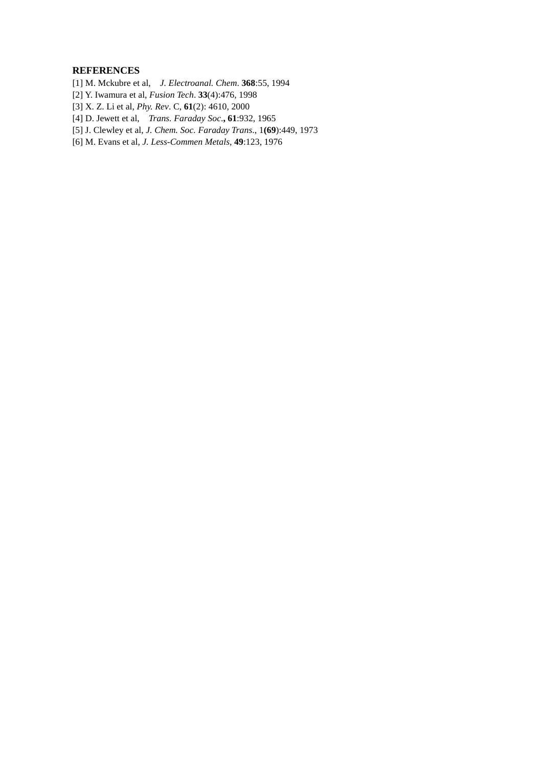## REFERENCES

[1] M. Mckubre et al, *J. Electroanal. Chem*. **368**:55, 1994

[2] Y. Iwamura et al, *Fusion Tech*. **33**(4):476, 1998

[3] X. Z. Li et al, *Phy. Rev*. C, **61**(2): 4610, 2000

[4] D. Jewett et al, *Trans. Faraday Soc*.**, 61**:932, 1965

[5] J. Clewley et al, *J. Chem. Soc. Faraday Trans*., 1**(69)**:449, 1973

[6] M. Evans et al, *J. Less-Commen Metals*, **49**:123, 1976